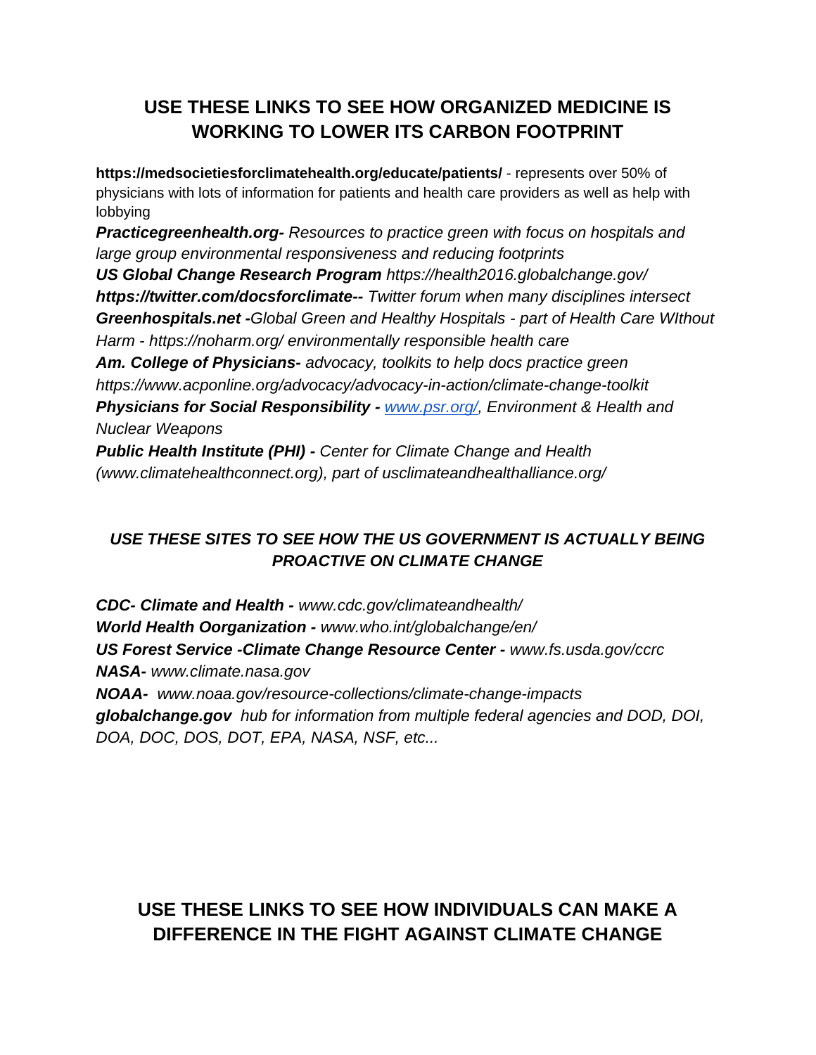## USE THESE LINKS TO SEE HOW ORGANIZED MEDICINE IS WORKING TO LOWER ITS CARBON FOOTPRINT

**https://medsocietiesforclimatehealth.org/educate/patients/** - represents over 50% of physicians with lots of information for patients and health care providers as well as help with lobbying

***Practicegreenhealth.org-*** *Resources to practice green with focus on hospitals and large group environmental responsiveness and reducing footprints*

***US Global Change Research Program*** *https://health2016.globalchange.gov/*

***https://twitter.com/docsforclimate--*** *Twitter forum when many disciplines intersect*

***Greenhospitals.net -****Global Green and Healthy Hospitals - part of Health Care WIthout Harm - https://noharm.org/ environmentally responsible health care*

***Am. College of Physicians-*** *advocacy, toolkits to help docs practice green https://www.acponline.org/advocacy/advocacy-in-action/climate-change-toolkit*

***Physicians for Social Responsibility -*** *[www.psr.org/](www.psr.org/), Environment & Health and Nuclear Weapons*

***Public Health Institute (PHI) -*** *Center for Climate Change and Health (www.climatehealthconnect.org), part of usclimateandhealthalliance.org/*

### *USE THESE SITES TO SEE HOW THE US GOVERNMENT IS ACTUALLY BEING PROACTIVE ON CLIMATE CHANGE*

***CDC- Climate and Health -*** *www.cdc.gov/climateandhealth/*

***World Health Oorganization -*** *www.who.int/globalchange/en/*

***US Forest Service -Climate Change Resource Center -*** *www.fs.usda.gov/ccrc*

***NASA-*** *www.climate.nasa.gov*

***NOAA-*** *www.noaa.gov/resource-collections/climate-change-impacts*

***globalchange.gov*** *hub for information from multiple federal agencies and DOD, DOI, DOA, DOC, DOS, DOT, EPA, NASA, NSF, etc...*

## USE THESE LINKS TO SEE HOW INDIVIDUALS CAN MAKE A DIFFERENCE IN THE FIGHT AGAINST CLIMATE CHANGE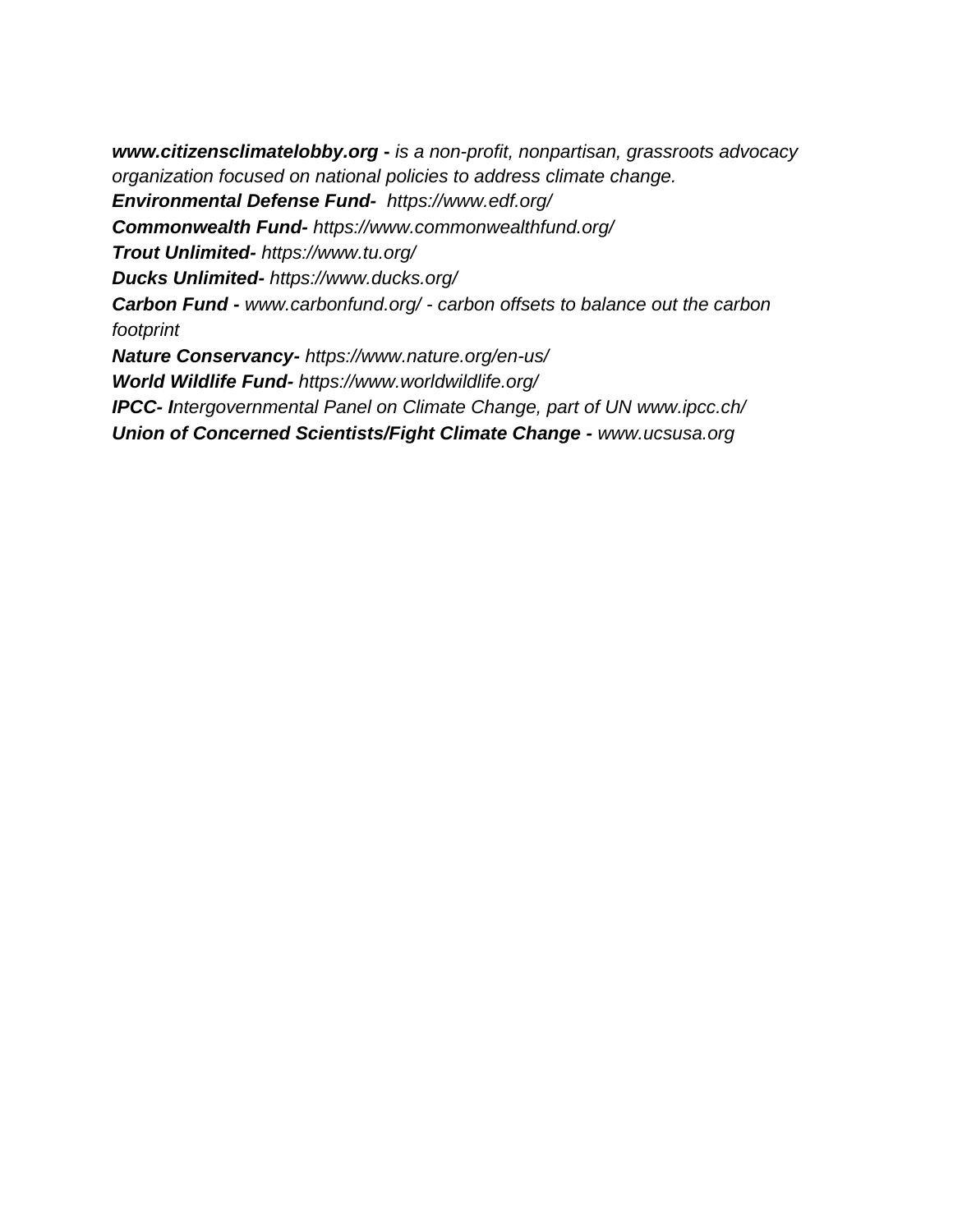***www.citizensclimatelobby.org -*** *is a non-profit, nonpartisan, grassroots advocacy organization focused on national policies to address climate change.*

***Environmental Defense Fund-*** *https://www.edf.org/*

***Commonwealth Fund-*** *https://www.commonwealthfund.org/*

***Trout Unlimited-*** *https://www.tu.org/*

***Ducks Unlimited-*** *https://www.ducks.org/*

***Carbon Fund -*** *www.carbonfund.org/ - carbon offsets to balance out the carbon footprint*

***Nature Conservancy-*** *https://www.nature.org/en-us/*

***World Wildlife Fund-*** *https://www.worldwildlife.org/*

***IPCC- I****ntergovernmental Panel on Climate Change, part of UN www.ipcc.ch/*

***Union of Concerned Scientists/Fight Climate Change -*** *www.ucsusa.org*